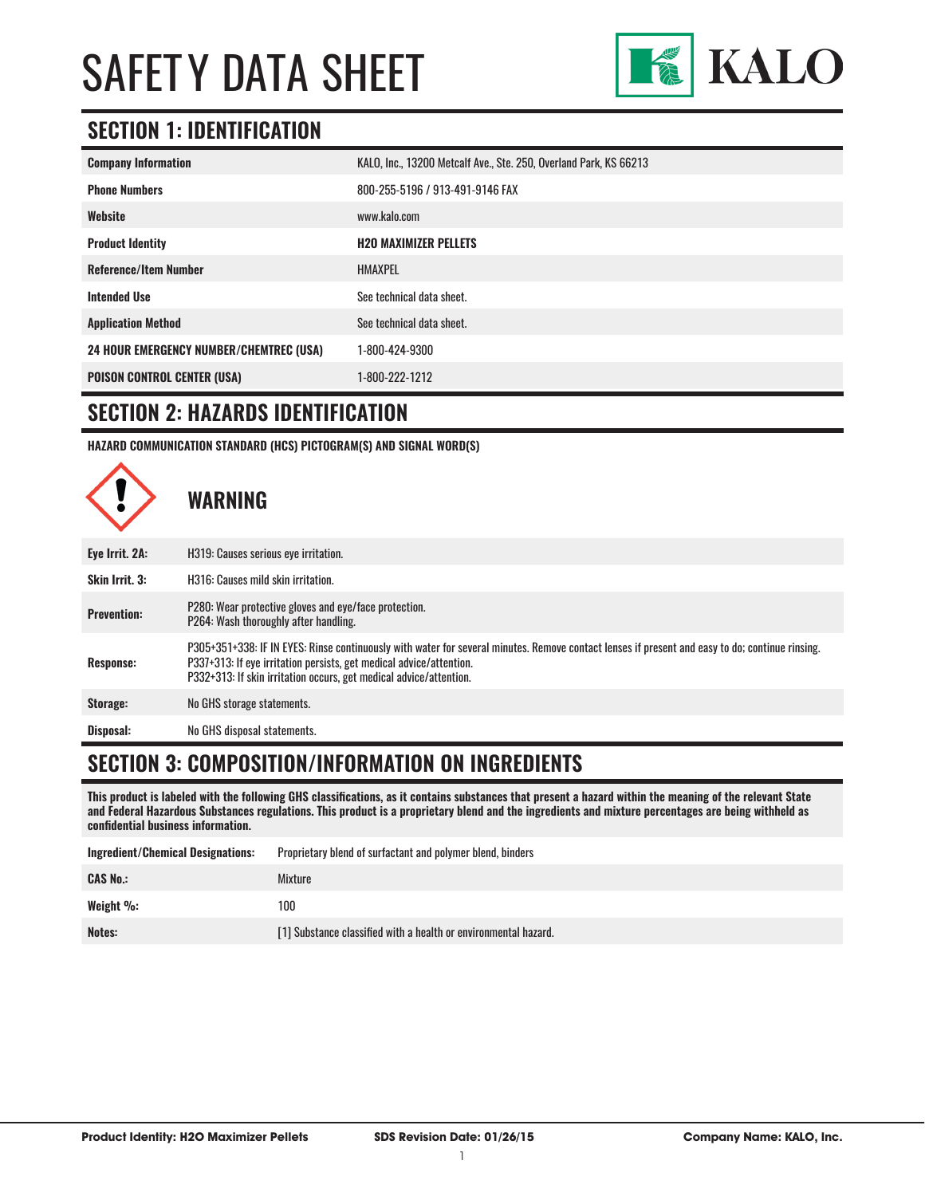# SAFETY DATA SHEET

KALO

## SECTION 1: IDENTIFICATION

| | |
|---|---|
| **Company Information** | KALO, Inc., 13200 Metcalf Ave., Ste. 250, Overland Park, KS 66213 |
| **Phone Numbers** | 800-255-5196 / 913-491-9146 FAX |
| **Website** | www.kalo.com |
| **Product Identity** | **H2O MAXIMIZER PELLETS** |
| **Reference/Item Number** | HMAXPEL |
| **Intended Use** | See technical data sheet. |
| **Application Method** | See technical data sheet. |
| **24 HOUR EMERGENCY NUMBER/CHEMTREC (USA)** | 1-800-424-9300 |
| **POISON CONTROL CENTER (USA)** | 1-800-222-1212 |

## SECTION 2: HAZARDS IDENTIFICATION

**HAZARD COMMUNICATION STANDARD (HCS) PICTOGRAM(S) AND SIGNAL WORD(S)**

### WARNING

| | |
|---|---|
| **Eye Irrit. 2A:** | H319: Causes serious eye irritation. |
| **Skin Irrit. 3:** | H316: Causes mild skin irritation. |
| **Prevention:** | P280: Wear protective gloves and eye/face protection.<br>P264: Wash thoroughly after handling. |
| **Response:** | P305+351+338: IF IN EYES: Rinse continuously with water for several minutes. Remove contact lenses if present and easy to do; continue rinsing.<br>P337+313: If eye irritation persists, get medical advice/attention.<br>P332+313: If skin irritation occurs, get medical advice/attention. |
| **Storage:** | No GHS storage statements. |
| **Disposal:** | No GHS disposal statements. |

## SECTION 3: COMPOSITION/INFORMATION ON INGREDIENTS

**This product is labeled with the following GHS classifications, as it contains substances that present a hazard within the meaning of the relevant State and Federal Hazardous Substances regulations. This product is a proprietary blend and the ingredients and mixture percentages are being withheld as confidential business information.**

| | |
|---|---|
| **Ingredient/Chemical Designations:** | Proprietary blend of surfactant and polymer blend, binders |
| **CAS No.:** | Mixture |
| **Weight %:** | 100 |
| **Notes:** | [1] Substance classified with a health or environmental hazard. |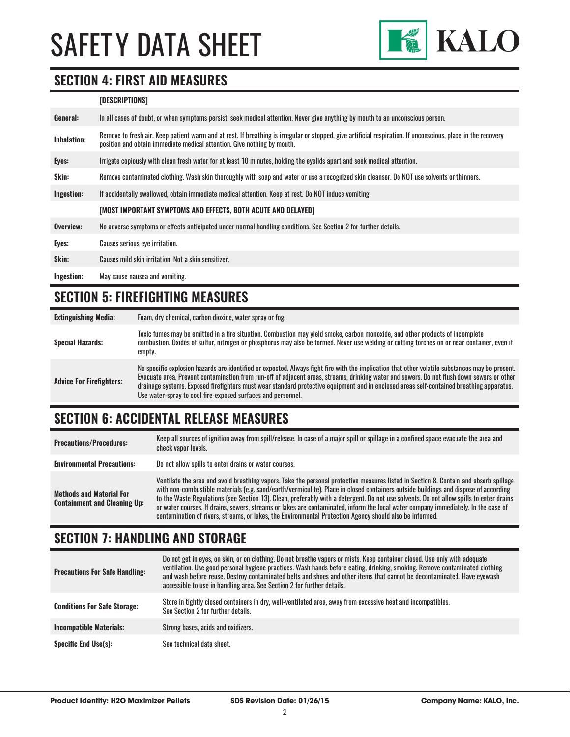# SAFETY DATA SHEET

## SECTION 4: FIRST AID MEASURES

| | [DESCRIPTIONS] |
|---|---|
| **General:** | In all cases of doubt, or when symptoms persist, seek medical attention. Never give anything by mouth to an unconscious person. |
| **Inhalation:** | Remove to fresh air. Keep patient warm and at rest. If breathing is irregular or stopped, give artificial respiration. If unconscious, place in the recovery position and obtain immediate medical attention. Give nothing by mouth. |
| **Eyes:** | Irrigate copiously with clean fresh water for at least 10 minutes, holding the eyelids apart and seek medical attention. |
| **Skin:** | Remove contaminated clothing. Wash skin thoroughly with soap and water or use a recognized skin cleanser. Do NOT use solvents or thinners. |
| **Ingestion:** | If accidentally swallowed, obtain immediate medical attention. Keep at rest. Do NOT induce vomiting. |
| | **[MOST IMPORTANT SYMPTOMS AND EFFECTS, BOTH ACUTE AND DELAYED]** |
| **Overview:** | No adverse symptoms or effects anticipated under normal handling conditions. See Section 2 for further details. |
| **Eyes:** | Causes serious eye irritation. |
| **Skin:** | Causes mild skin irritation. Not a skin sensitizer. |
| **Ingestion:** | May cause nausea and vomiting. |

## SECTION 5: FIREFIGHTING MEASURES

| | |
|---|---|
| **Extinguishing Media:** | Foam, dry chemical, carbon dioxide, water spray or fog. |
| **Special Hazards:** | Toxic fumes may be emitted in a fire situation. Combustion may yield smoke, carbon monoxide, and other products of incomplete combustion. Oxides of sulfur, nitrogen or phosphorus may also be formed. Never use welding or cutting torches on or near container, even if empty. |
| **Advice For Firefighters:** | No specific explosion hazards are identified or expected. Always fight fire with the implication that other volatile substances may be present. Evacuate area. Prevent contamination from run-off of adjacent areas, streams, drinking water and sewers. Do not flush down sewers or other drainage systems. Exposed firefighters must wear standard protective equipment and in enclosed areas self-contained breathing apparatus. Use water-spray to cool fire-exposed surfaces and personnel. |

## SECTION 6: ACCIDENTAL RELEASE MEASURES

| | |
|---|---|
| **Precautions/Procedures:** | Keep all sources of ignition away from spill/release. In case of a major spill or spillage in a confined space evacuate the area and check vapor levels. |
| **Environmental Precautions:** | Do not allow spills to enter drains or water courses. |
| **Methods and Material For Containment and Cleaning Up:** | Ventilate the area and avoid breathing vapors. Take the personal protective measures listed in Section 8. Contain and absorb spillage with non-combustible materials (e.g. sand/earth/vermiculite). Place in closed containers outside buildings and dispose of according to the Waste Regulations (see Section 13). Clean, preferably with a detergent. Do not use solvents. Do not allow spills to enter drains or water courses. If drains, sewers, streams or lakes are contaminated, inform the local water company immediately. In the case of contamination of rivers, streams, or lakes, the Environmental Protection Agency should also be informed. |

## SECTION 7: HANDLING AND STORAGE

| | |
|---|---|
| **Precautions For Safe Handling:** | Do not get in eyes, on skin, or on clothing. Do not breathe vapors or mists. Keep container closed. Use only with adequate ventilation. Use good personal hygiene practices. Wash hands before eating, drinking, smoking. Remove contaminated clothing and wash before reuse. Destroy contaminated belts and shoes and other items that cannot be decontaminated. Have eyewash accessible to use in handling area. See Section 2 for further details. |
| **Conditions For Safe Storage:** | Store in tightly closed containers in dry, well-ventilated area, away from excessive heat and incompatibles. See Section 2 for further details. |
| **Incompatible Materials:** | Strong bases, acids and oxidizers. |
| **Specific End Use(s):** | See technical data sheet. |

**Product Identity: H2O Maximizer Pellets** | **SDS Revision Date: 01/26/15** | **Company Name: KALO, Inc.**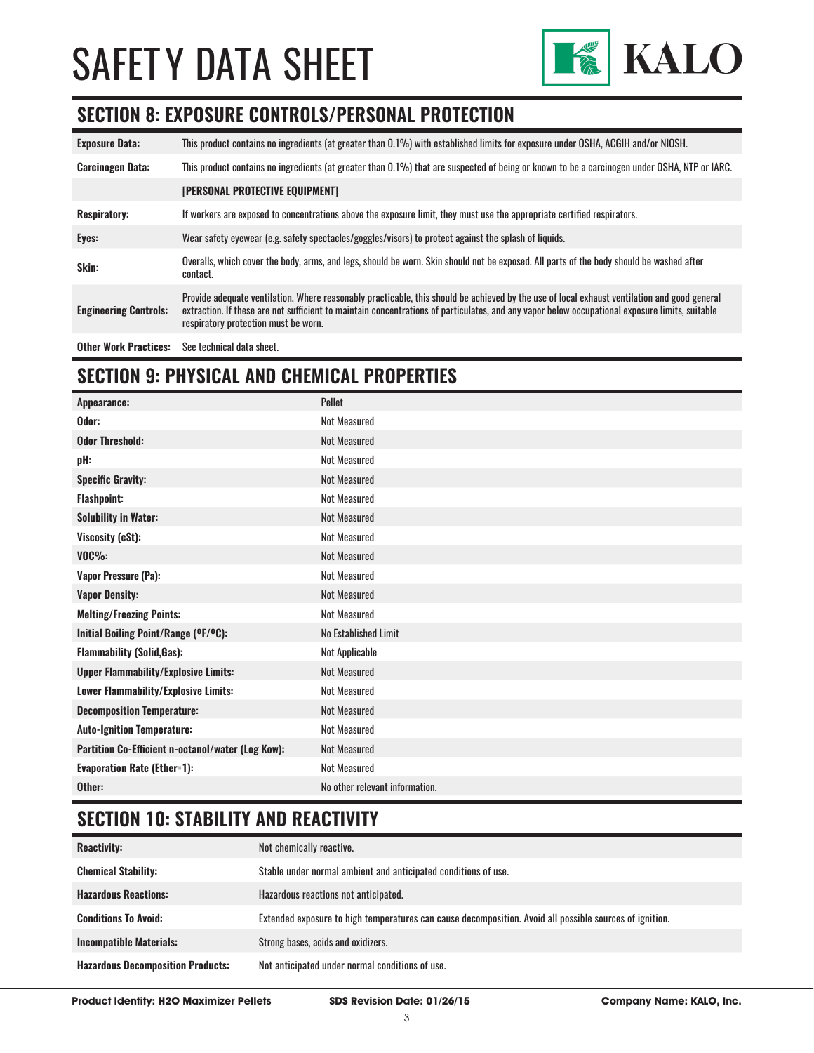## SECTION 8: EXPOSURE CONTROLS/PERSONAL PROTECTION

| | |
|---|---|
| **Exposure Data:** | This product contains no ingredients (at greater than 0.1%) with established limits for exposure under OSHA, ACGIH and/or NIOSH. |
| **Carcinogen Data:** | This product contains no ingredients (at greater than 0.1%) that are suspected of being or known to be a carcinogen under OSHA, NTP or IARC. |
| | **[PERSONAL PROTECTIVE EQUIPMENT]** |
| **Respiratory:** | If workers are exposed to concentrations above the exposure limit, they must use the appropriate certified respirators. |
| **Eyes:** | Wear safety eyewear (e.g. safety spectacles/goggles/visors) to protect against the splash of liquids. |
| **Skin:** | Overalls, which cover the body, arms, and legs, should be worn. Skin should not be exposed. All parts of the body should be washed after contact. |
| **Engineering Controls:** | Provide adequate ventilation. Where reasonably practicable, this should be achieved by the use of local exhaust ventilation and good general extraction. If these are not sufficient to maintain concentrations of particulates, and any vapor below occupational exposure limits, suitable respiratory protection must be worn. |
| **Other Work Practices:** | See technical data sheet. |

## SECTION 9: PHYSICAL AND CHEMICAL PROPERTIES

| | |
|---|---|
| **Appearance:** | Pellet |
| **Odor:** | Not Measured |
| **Odor Threshold:** | Not Measured |
| **pH:** | Not Measured |
| **Specific Gravity:** | Not Measured |
| **Flashpoint:** | Not Measured |
| **Solubility in Water:** | Not Measured |
| **Viscosity (cSt):** | Not Measured |
| **VOC%:** | Not Measured |
| **Vapor Pressure (Pa):** | Not Measured |
| **Vapor Density:** | Not Measured |
| **Melting/Freezing Points:** | Not Measured |
| **Initial Boiling Point/Range (ºF/ºC):** | No Established Limit |
| **Flammability (Solid,Gas):** | Not Applicable |
| **Upper Flammability/Explosive Limits:** | Not Measured |
| **Lower Flammability/Explosive Limits:** | Not Measured |
| **Decomposition Temperature:** | Not Measured |
| **Auto-Ignition Temperature:** | Not Measured |
| **Partition Co-Efficient n-octanol/water (Log Kow):** | Not Measured |
| **Evaporation Rate (Ether=1):** | Not Measured |
| **Other:** | No other relevant information. |

## SECTION 10: STABILITY AND REACTIVITY

| | |
|---|---|
| **Reactivity:** | Not chemically reactive. |
| **Chemical Stability:** | Stable under normal ambient and anticipated conditions of use. |
| **Hazardous Reactions:** | Hazardous reactions not anticipated. |
| **Conditions To Avoid:** | Extended exposure to high temperatures can cause decomposition. Avoid all possible sources of ignition. |
| **Incompatible Materials:** | Strong bases, acids and oxidizers. |
| **Hazardous Decomposition Products:** | Not anticipated under normal conditions of use. |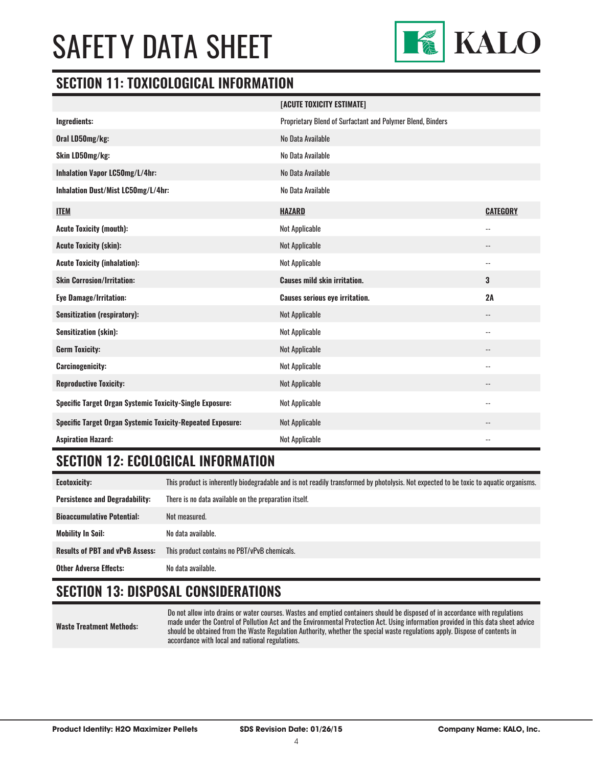# SAFETY DATA SHEET

## SECTION 11: TOXICOLOGICAL INFORMATION

| | [ACUTE TOXICITY ESTIMATE] |
|---|---|
| **Ingredients:** | Proprietary Blend of Surfactant and Polymer Blend, Binders |
| **Oral LD50mg/kg:** | No Data Available |
| **Skin LD50mg/kg:** | No Data Available |
| **Inhalation Vapor LC50mg/L/4hr:** | No Data Available |
| **Inhalation Dust/Mist LC50mg/L/4hr:** | No Data Available |

| ITEM | HAZARD | CATEGORY |
|---|---|---|
| **Acute Toxicity (mouth):** | Not Applicable | -- |
| **Acute Toxicity (skin):** | Not Applicable | -- |
| **Acute Toxicity (inhalation):** | Not Applicable | -- |
| **Skin Corrosion/Irritation:** | **Causes mild skin irritation.** | **3** |
| **Eye Damage/Irritation:** | **Causes serious eye irritation.** | **2A** |
| **Sensitization (respiratory):** | Not Applicable | -- |
| **Sensitization (skin):** | Not Applicable | -- |
| **Germ Toxicity:** | Not Applicable | -- |
| **Carcinogenicity:** | Not Applicable | -- |
| **Reproductive Toxicity:** | Not Applicable | -- |
| **Specific Target Organ Systemic Toxicity-Single Exposure:** | Not Applicable | -- |
| **Specific Target Organ Systemic Toxicity-Repeated Exposure:** | Not Applicable | -- |
| **Aspiration Hazard:** | Not Applicable | -- |

## SECTION 12: ECOLOGICAL INFORMATION

| | |
|---|---|
| **Ecotoxicity:** | This product is inherently biodegradable and is not readily transformed by photolysis. Not expected to be toxic to aquatic organisms. |
| **Persistence and Degradability:** | There is no data available on the preparation itself. |
| **Bioaccumulative Potential:** | Not measured. |
| **Mobility In Soil:** | No data available. |
| **Results of PBT and vPvB Assess:** | This product contains no PBT/vPvB chemicals. |
| **Other Adverse Effects:** | No data available. |

## SECTION 13: DISPOSAL CONSIDERATIONS

| | |
|---|---|
| **Waste Treatment Methods:** | Do not allow into drains or water courses. Wastes and emptied containers should be disposed of in accordance with regulations made under the Control of Pollution Act and the Environmental Protection Act. Using information provided in this data sheet advice should be obtained from the Waste Regulation Authority, whether the special waste regulations apply. Dispose of contents in accordance with local and national regulations. |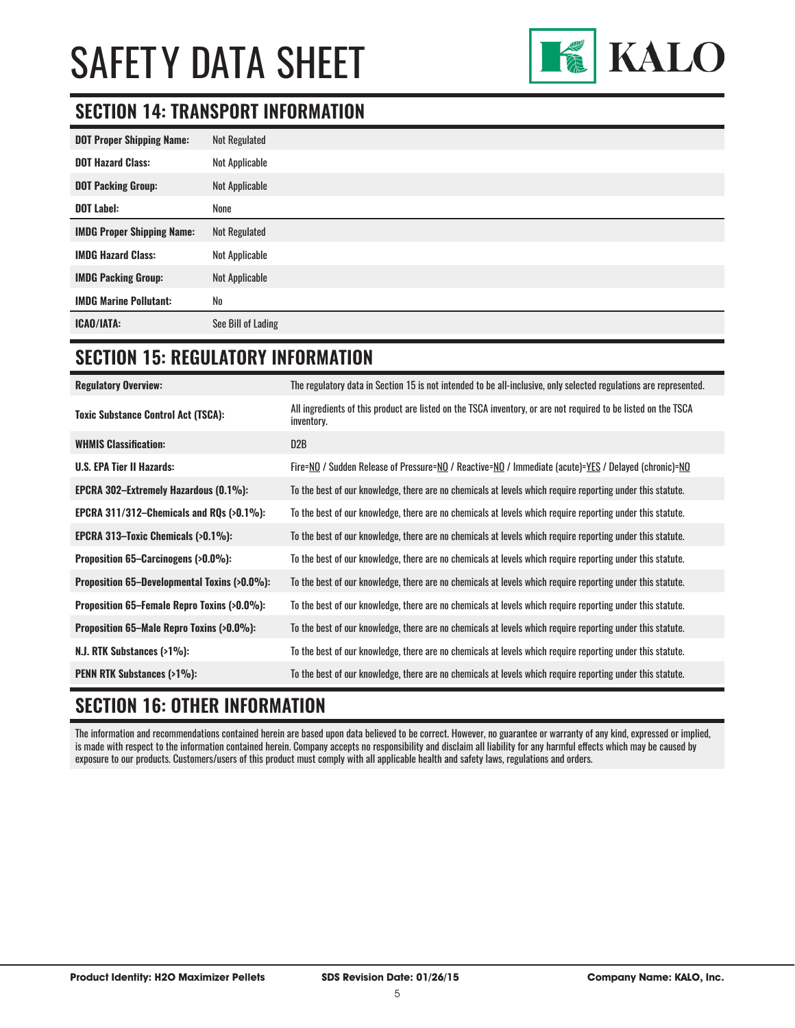# SAFETY DATA SHEET

KALO

## SECTION 14: TRANSPORT INFORMATION

| | |
|---|---|
| **DOT Proper Shipping Name:** | Not Regulated |
| **DOT Hazard Class:** | Not Applicable |
| **DOT Packing Group:** | Not Applicable |
| **DOT Label:** | None |
| **IMDG Proper Shipping Name:** | Not Regulated |
| **IMDG Hazard Class:** | Not Applicable |
| **IMDG Packing Group:** | Not Applicable |
| **IMDG Marine Pollutant:** | No |
| **ICAO/IATA:** | See Bill of Lading |

## SECTION 15: REGULATORY INFORMATION

| | |
|---|---|
| **Regulatory Overview:** | The regulatory data in Section 15 is not intended to be all-inclusive, only selected regulations are represented. |
| **Toxic Substance Control Act (TSCA):** | All ingredients of this product are listed on the TSCA inventory, or are not required to be listed on the TSCA inventory. |
| **WHMIS Classification:** | D2B |
| **U.S. EPA Tier II Hazards:** | Fire=NO / Sudden Release of Pressure=NO / Reactive=NO / Immediate (acute)=YES / Delayed (chronic)=NO |
| **EPCRA 302–Extremely Hazardous (0.1%):** | To the best of our knowledge, there are no chemicals at levels which require reporting under this statute. |
| **EPCRA 311/312–Chemicals and RQs (>0.1%):** | To the best of our knowledge, there are no chemicals at levels which require reporting under this statute. |
| **EPCRA 313–Toxic Chemicals (>0.1%):** | To the best of our knowledge, there are no chemicals at levels which require reporting under this statute. |
| **Proposition 65–Carcinogens (>0.0%):** | To the best of our knowledge, there are no chemicals at levels which require reporting under this statute. |
| **Proposition 65–Developmental Toxins (>0.0%):** | To the best of our knowledge, there are no chemicals at levels which require reporting under this statute. |
| **Proposition 65–Female Repro Toxins (>0.0%):** | To the best of our knowledge, there are no chemicals at levels which require reporting under this statute. |
| **Proposition 65–Male Repro Toxins (>0.0%):** | To the best of our knowledge, there are no chemicals at levels which require reporting under this statute. |
| **N.J. RTK Substances (>1%):** | To the best of our knowledge, there are no chemicals at levels which require reporting under this statute. |
| **PENN RTK Substances (>1%):** | To the best of our knowledge, there are no chemicals at levels which require reporting under this statute. |

## SECTION 16: OTHER INFORMATION

The information and recommendations contained herein are based upon data believed to be correct. However, no guarantee or warranty of any kind, expressed or implied, is made with respect to the information contained herein. Company accepts no responsibility and disclaim all liability for any harmful effects which may be caused by exposure to our products. Customers/users of this product must comply with all applicable health and safety laws, regulations and orders.

**Product Identity: H2O Maximizer Pellets** **SDS Revision Date: 01/26/15** **Company Name: KALO, Inc.**